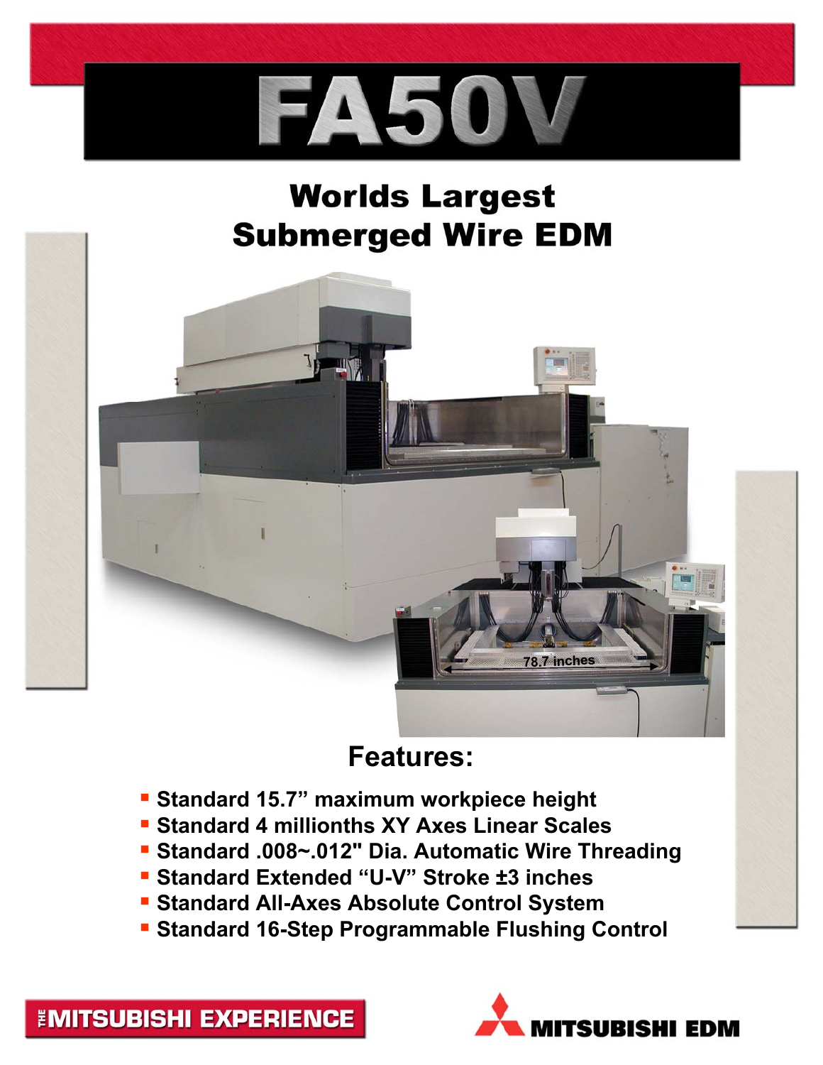# FA50V

## Worlds Largest Submerged Wire EDM

78.7 inches

## Features:

- Standard 15.7” maximum workpiece height
- Standard 4 millionths XY Axes Linear Scales
- Standard .008~.012" Dia. Automatic Wire Threading
- Standard Extended “U-V” Stroke ±3 inches
- Standard All-Axes Absolute Control System
- Standard 16-Step Programmable Flushing Control

THE MITSUBISHI EXPERIENCE

MITSUBISHI EDM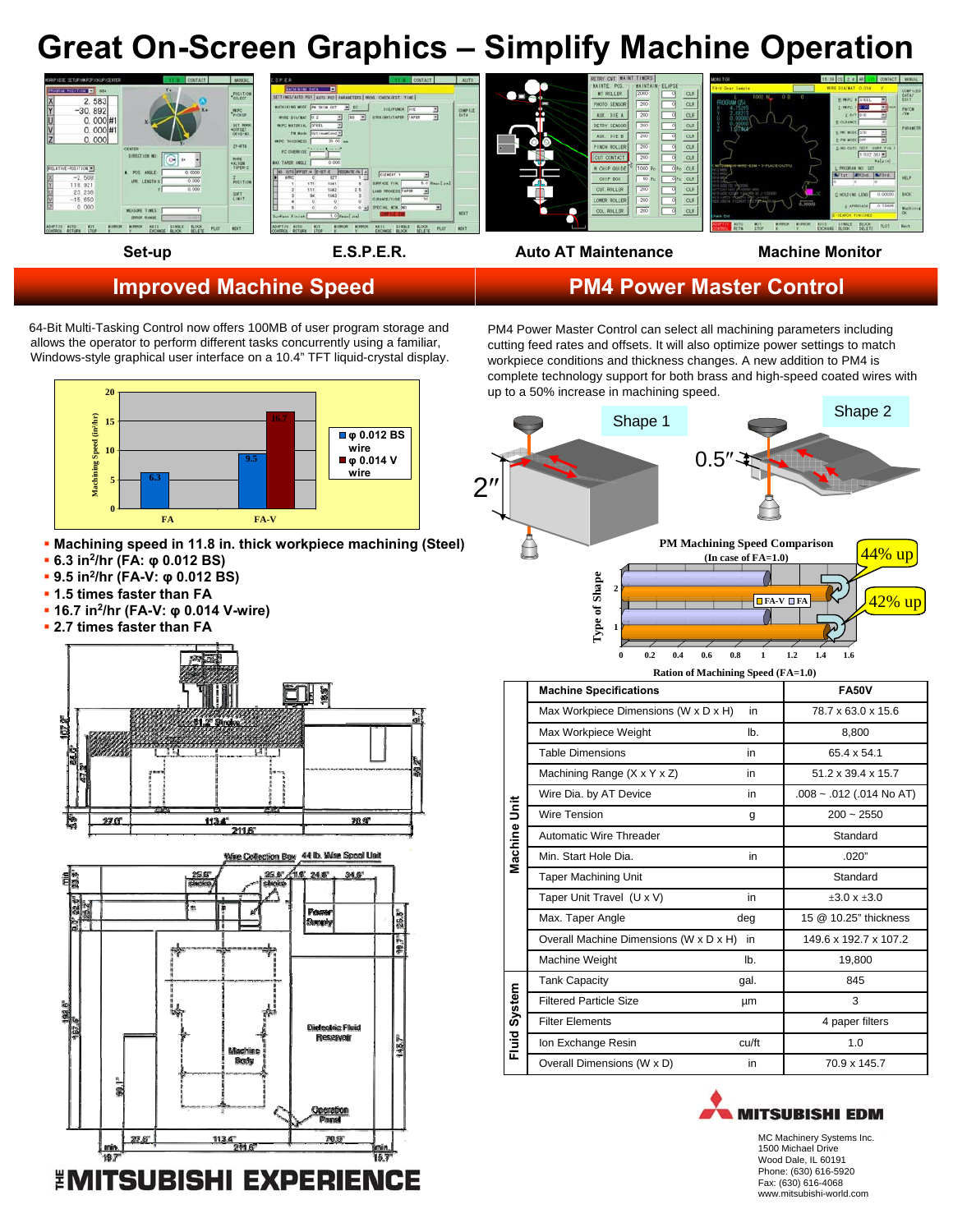# Great On-Screen Graphics – Simplify Machine Operation

Set-up

E.S.P.E.R.

Auto AT Maintenance

Machine Monitor

## Improved Machine Speed

64-Bit Multi-Tasking Control now offers 100MB of user program storage and allows the operator to perform different tasks concurrently using a familiar, Windows-style graphical user interface on a 10.4" TFT liquid-crystal display.

Machining Speed (in²/hr)

20
15
10
5
0

6.3
9.5
16.7

FA
FA-V

φ 0.012 BS wire
φ 0.014 V wire

- **Machining speed in 11.8 in. thick workpiece machining (Steel)**
- **6.3 in²/hr (FA: φ 0.012 BS)**
- **9.5 in²/hr (FA-V: φ 0.012 BS)**
- **1.5 times faster than FA**
- **16.7 in²/hr (FA-V: φ 0.014 V-wire)**
- **2.7 times faster than FA**

## PM4 Power Master Control

PM4 Power Master Control can select all machining parameters including cutting feed rates and offsets. It will also optimize power settings to match workpiece conditions and thickness changes. A new addition to PM4 is complete technology support for both brass and high-speed coated wires with up to a 50% increase in machining speed.

Shape 1

Shape 2

2"

0.5"

PM Machining Speed Comparison
(In case of FA=1.0)

Type of Shape

2
1

FA-V
FA

44% up
42% up

0 0.2 0.4 0.6 0.8 1 1.2 1.4 1.6

Ration of Machining Speed (FA=1.0)

| | Machine Specifications | | FA50V |
|---|---|---|---|
| Machine Unit | Max Workpiece Dimensions (W x D x H) | in | 78.7 x 63.0 x 15.6 |
| | Max Workpiece Weight | lb. | 8,800 |
| | Table Dimensions | in | 65.4 x 54.1 |
| | Machining Range (X x Y x Z) | in | 51.2 x 39.4 x 15.7 |
| | Wire Dia. by AT Device | in | .008 ~ .012 (.014 No AT) |
| | Wire Tension | g | 200 ~ 2550 |
| | Automatic Wire Threader | | Standard |
| | Min. Start Hole Dia. | in | .020" |
| | Taper Machining Unit | | Standard |
| | Taper Unit Travel (U x V) | in | ±3.0 x ±3.0 |
| | Max. Taper Angle | deg | 15 @ 10.25" thickness |
| | Overall Machine Dimensions (W x D x H) | in | 149.6 x 192.7 x 107.2 |
| | Machine Weight | lb. | 19,800 |
| Fluid System | Tank Capacity | gal. | 845 |
| | Filtered Particle Size | µm | 3 |
| | Filter Elements | | 4 paper filters |
| | Ion Exchange Resin | cu/ft | 1.0 |
| | Overall Dimensions (W x D) | in | 70.9 x 145.7 |

Wire Collection Box
44 lb. Wire Spool Unit
Power Supply
Dielectric Fluid Reservoir
Machine Body
Operation Panel

**THE MITSUBISHI EXPERIENCE**

**MITSUBISHI EDM**

MC Machinery Systems Inc.
1500 Michael Drive
Wood Dale, IL 60191
Phone: (630) 616-5920
Fax: (630) 616-4068
www.mitsubishi-world.com